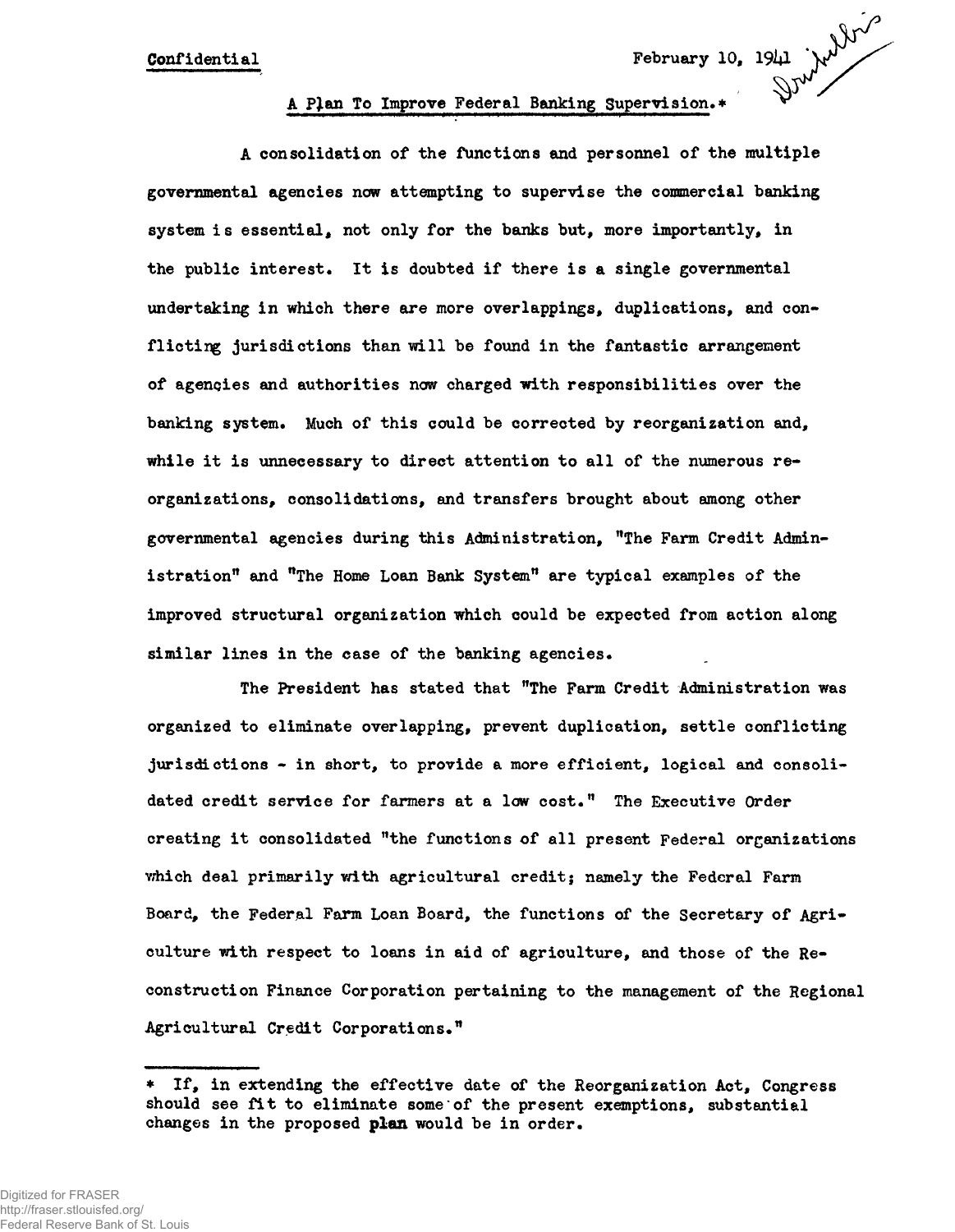Confidential

February 10, 1941

## A Plan To Improve Federal Banking Supervision.*

A consolidation of the functions and personnel of the multiple governmental agencies now attempting to supervise the commercial banking system is essential, not only for the banks but, more importantly, in the public interest. It is doubted if there is a single governmental undertaking in which there are more overlappings, duplications, and conflicting jurisdictions than will be found in the fantastic arrangement of agencies and authorities now charged with responsibilities over the banking system. Much of this could be corrected by reorganization and, while it is unnecessary to direct attention to all of the numerous reorganizations, consolidations, and transfers brought about among other governmental agencies during this Administration, "The Farm Credit Administration" and "The Home Loan Bank System" are typical examples of the improved structural organization which could be expected from action along similar lines in the case of the banking agencies.

The President has stated that "The Farm Credit Administration was organized to eliminate overlapping, prevent duplication, settle conflicting jurisdictions - in short, to provide a more efficient, logical and consolidated credit service for farmers at a low cost." The Executive Order creating it consolidated "the functions of all present Federal organizations which deal primarily with agricultural credit; namely the Federal Farm Board, the Federal Farm Loan Board, the functions of the Secretary of Agriculture with respect to loans in aid of agriculture, and those of the Reconstruction Finance Corporation pertaining to the management of the Regional Agricultural Credit Corporations."

---

\* If, in extending the effective date of the Reorganization Act, Congress should see fit to eliminate some of the present exemptions, substantial changes in the proposed **plan** would be in order.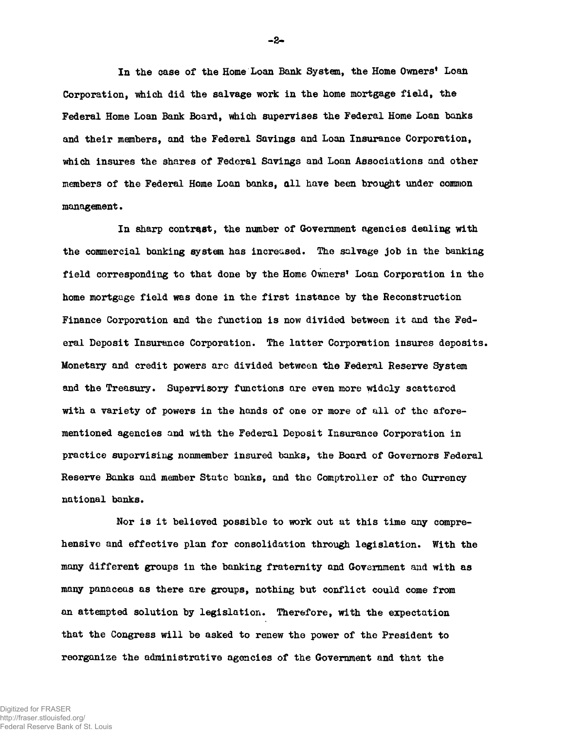In the case of the Home Loan Bank System, the Home Owners' Loan Corporation, which did the salvage work in the home mortgage field, the Federal Home Loan Bank Board, which supervises the Federal Home Loan banks and their members, and the Federal Savings and Loan Insurance Corporation, which insures the shares of Federal Savings and Loan Associations and other members of the Federal Home Loan banks, all have been brought under common management.

In sharp contrast, the number of Government agencies dealing with the commercial banking system has increased. The salvage job in the banking field corresponding to that done by the Home Owners' Loan Corporation in the home mortgage field was done in the first instance by the Reconstruction Finance Corporation and the function is now divided between it and the Federal Deposit Insurance Corporation. The latter Corporation insures deposits. Monetary and credit powers are divided between the Federal Reserve System and the Treasury. Supervisory functions are even more widely scattered with a variety of powers in the hands of one or more of all of the aforementioned agencies and with the Federal Deposit Insurance Corporation in practice supervising nonmember insured banks, the Board of Governors Federal Reserve Banks and member State banks, and the Comptroller of the Currency national banks.

Nor is it believed possible to work out at this time any comprehensive and effective plan for consolidation through legislation. With the many different groups in the banking fraternity and Government and with as many panaceas as there are groups, nothing but conflict could come from an attempted solution by legislation. Therefore, with the expectation that the Congress will be asked to renew the power of the President to reorganize the administrative agencies of the Government and that the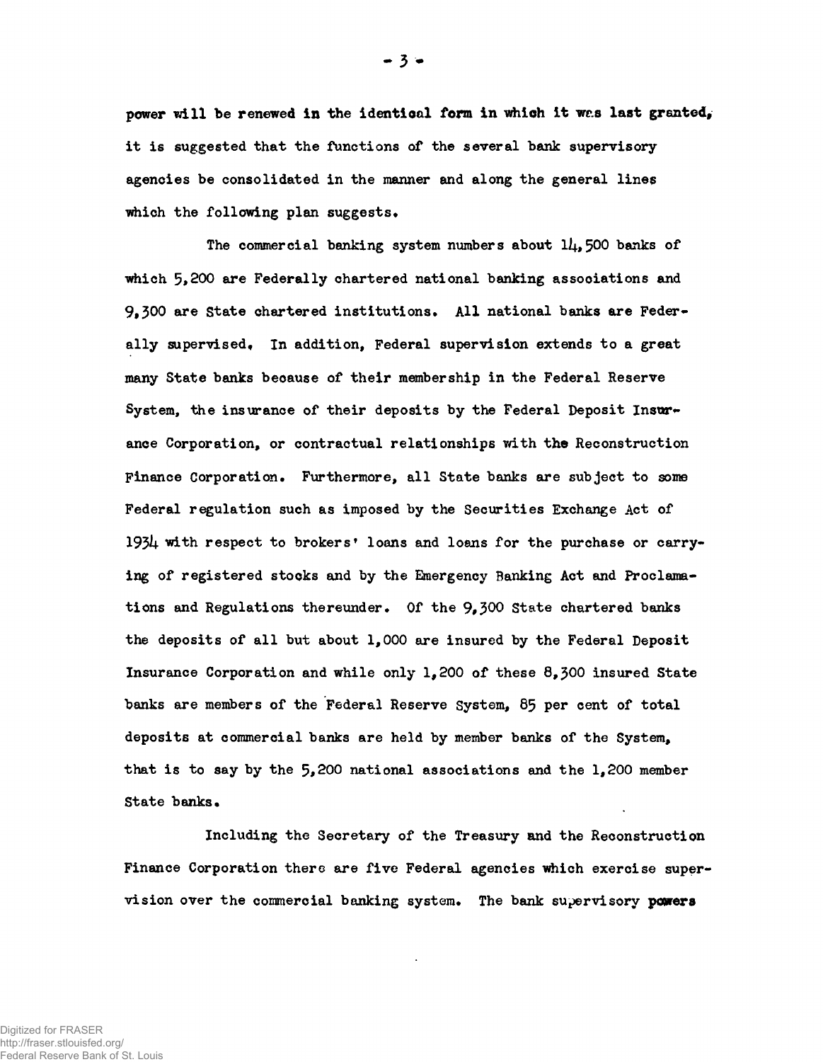power will be renewed in the identical form in which it was last granted, it is suggested that the functions of the several bank supervisory agencies be consolidated in the manner and along the general lines which the following plan suggests.

The commercial banking system numbers about 14,500 banks of which 5,200 are Federally chartered national banking associations and 9,300 are State chartered institutions. All national banks are Federally supervised. In addition, Federal supervision extends to a great many State banks because of their membership in the Federal Reserve System, the insurance of their deposits by the Federal Deposit Insurance Corporation, or contractual relationships with the Reconstruction Finance Corporation. Furthermore, all State banks are subject to some Federal regulation such as imposed by the Securities Exchange Act of 1934 with respect to brokers' loans and loans for the purchase or carrying of registered stocks and by the Emergency Banking Act and Proclamations and Regulations thereunder. Of the 9,300 State chartered banks the deposits of all but about 1,000 are insured by the Federal Deposit Insurance Corporation and while only 1,200 of these 8,300 insured State banks are members of the Federal Reserve System, 85 per cent of total deposits at commercial banks are held by member banks of the System, that is to say by the 5,200 national associations and the 1,200 member State banks.

Including the Secretary of the Treasury and the Reconstruction Finance Corporation there are five Federal agencies which exercise supervision over the commercial banking system. The bank supervisory powers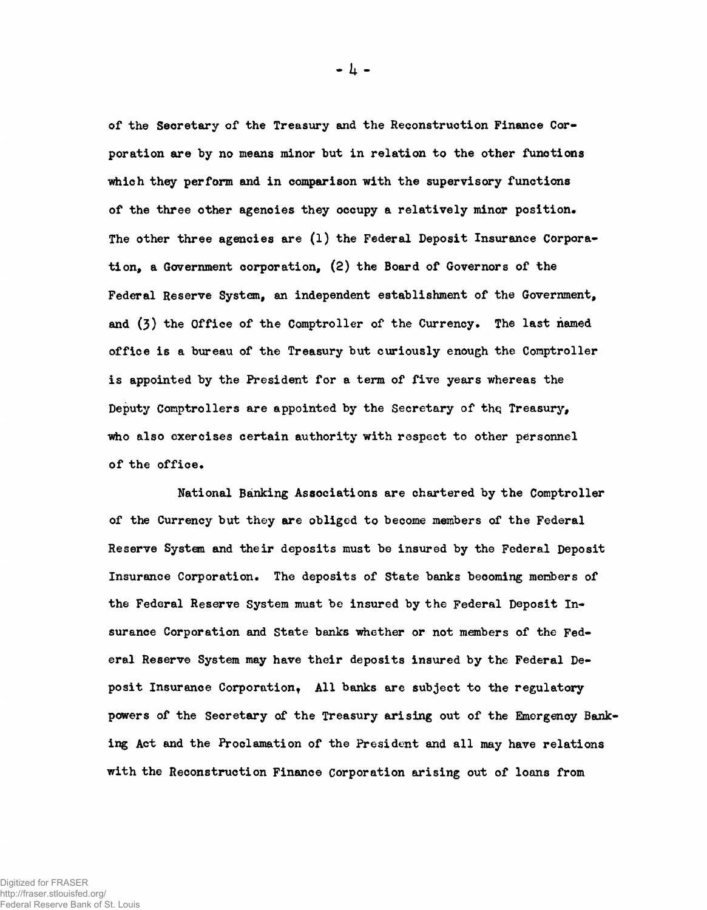of the Secretary of the Treasury and the Reconstruction Finance Corporation are by no means minor but in relation to the other functions which they perform and in comparison with the supervisory functions of the three other agencies they occupy a relatively minor position. The other three agencies are (1) the Federal Deposit Insurance Corporation, a Government corporation, (2) the Board of Governors of the Federal Reserve System, an independent establishment of the Government, and (3) the Office of the Comptroller of the Currency. The last named office is a bureau of the Treasury but curiously enough the Comptroller is appointed by the President for a term of five years whereas the Deputy Comptrollers are appointed by the Secretary of the Treasury, who also exercises certain authority with respect to other personnel of the office.

National Banking Associations are chartered by the Comptroller of the Currency but they are obliged to become members of the Federal Reserve System and their deposits must be insured by the Federal Deposit Insurance Corporation. The deposits of State banks becoming members of the Federal Reserve System must be insured by the Federal Deposit Insurance Corporation and State banks whether or not members of the Federal Reserve System may have their deposits insured by the Federal Deposit Insurance Corporation. All banks are subject to the regulatory powers of the Secretary of the Treasury arising out of the Emergency Banking Act and the Proclamation of the President and all may have relations with the Reconstruction Finance Corporation arising out of loans from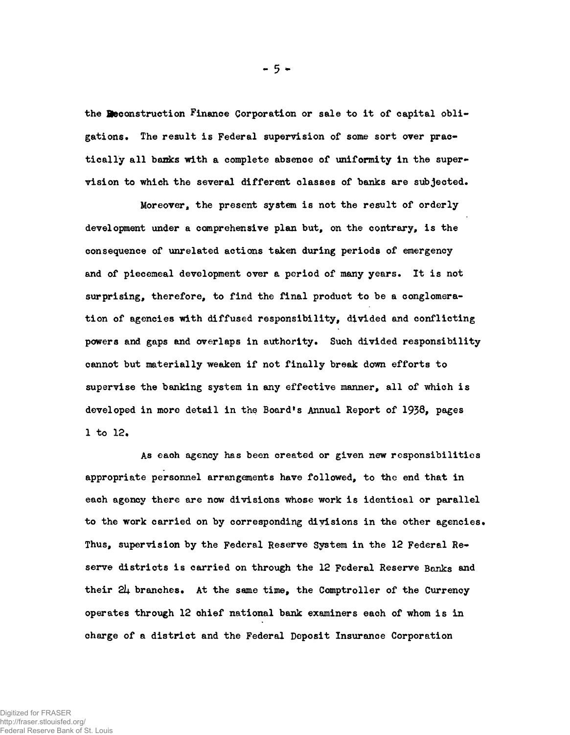the Reconstruction Finance Corporation or sale to it of capital obligations. The result is Federal supervision of some sort over practically all banks with a complete absence of uniformity in the supervision to which the several different classes of banks are subjected.

Moreover, the present system is not the result of orderly development under a comprehensive plan but, on the contrary, is the consequence of unrelated actions taken during periods of emergency and of piecemeal development over a period of many years. It is not surprising, therefore, to find the final product to be a conglomeration of agencies with diffused responsibility, divided and conflicting powers and gaps and overlaps in authority. Such divided responsibility cannot but materially weaken if not finally break down efforts to supervise the banking system in any effective manner, all of which is developed in more detail in the Board's Annual Report of 1938, pages 1 to 12.

As each agency has been created or given new responsibilities appropriate personnel arrangements have followed, to the end that in each agency there are now divisions whose work is identical or parallel to the work carried on by corresponding divisions in the other agencies. Thus, supervision by the Federal Reserve System in the 12 Federal Reserve districts is carried on through the 12 Federal Reserve Banks and their 24 branches. At the same time, the Comptroller of the Currency operates through 12 chief national bank examiners each of whom is in charge of a district and the Federal Deposit Insurance Corporation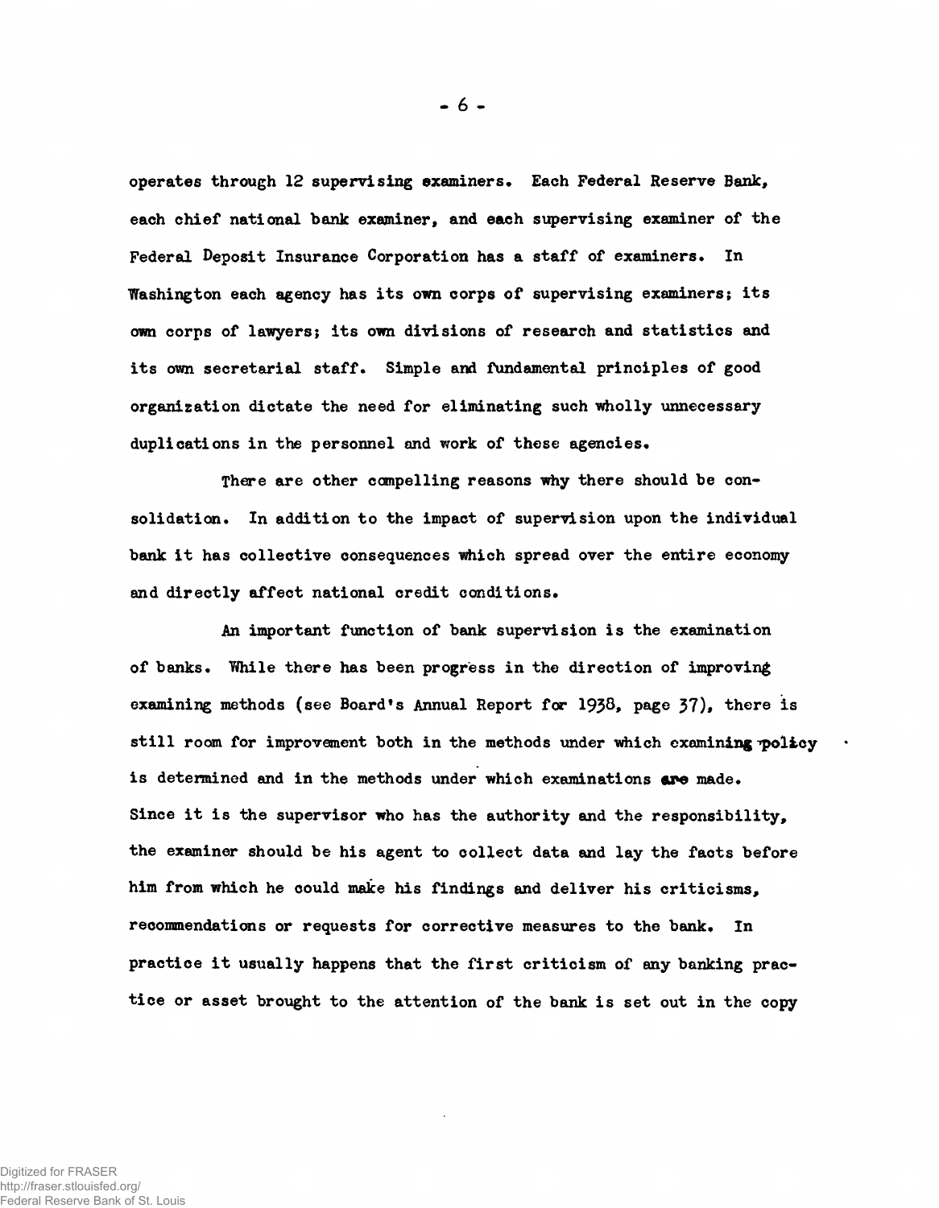operates through 12 supervising examiners. Each Federal Reserve Bank, each chief national bank examiner, and each supervising examiner of the Federal Deposit Insurance Corporation has a staff of examiners. In Washington each agency has its own corps of supervising examiners; its own corps of lawyers; its own divisions of research and statistics and its own secretarial staff. Simple and fundamental principles of good organization dictate the need for eliminating such wholly unnecessary duplications in the personnel and work of these agencies.

There are other compelling reasons why there should be consolidation. In addition to the impact of supervision upon the individual bank it has collective consequences which spread over the entire economy and directly affect national credit conditions.

An important function of bank supervision is the examination of banks. While there has been progress in the direction of improving examining methods (see Board's Annual Report for 1938, page 37), there is still room for improvement both in the methods under which examining policy is determined and in the methods under which examinations are made. Since it is the supervisor who has the authority and the responsibility, the examiner should be his agent to collect data and lay the facts before him from which he could make his findings and deliver his criticisms, recommendations or requests for corrective measures to the bank. In practice it usually happens that the first criticism of any banking practice or asset brought to the attention of the bank is set out in the copy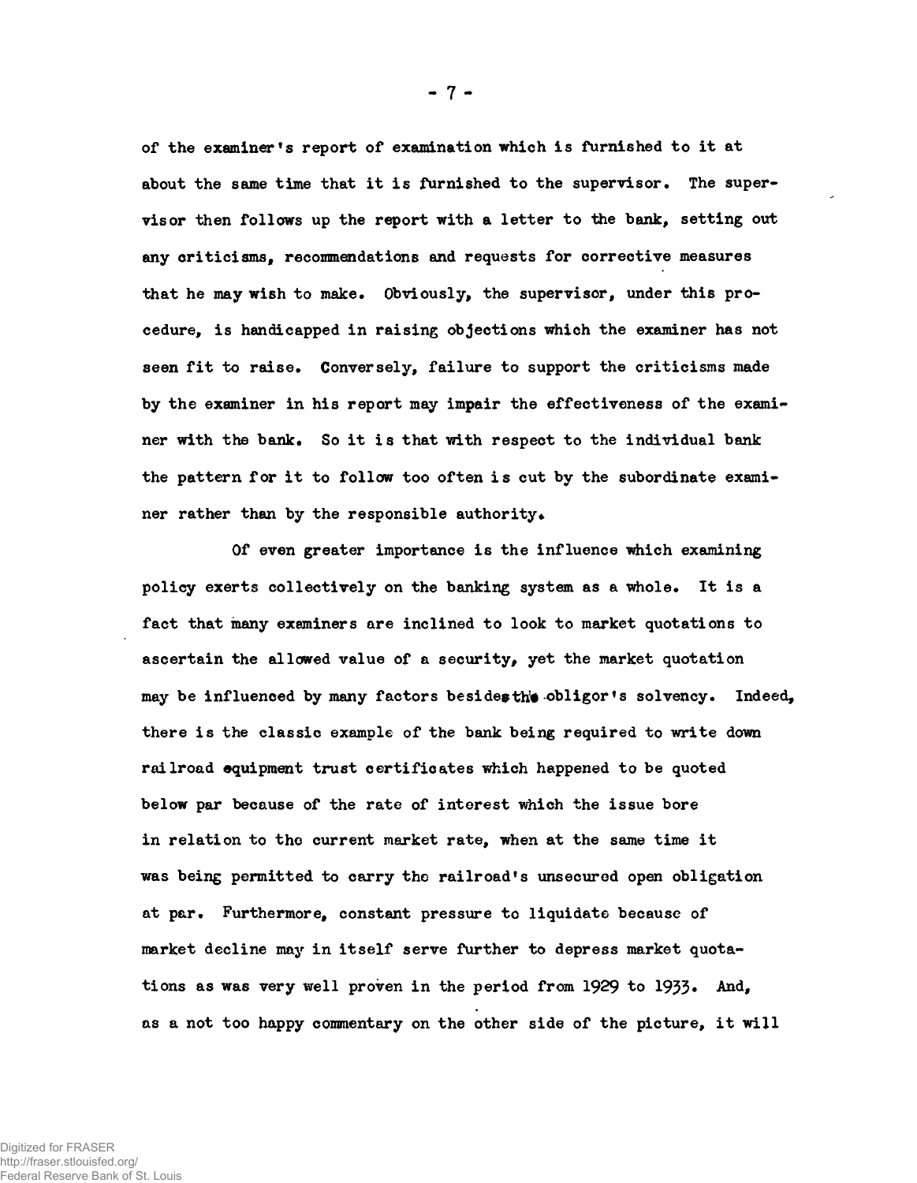of the examiner's report of examination which is furnished to it at about the same time that it is furnished to the supervisor. The supervisor then follows up the report with a letter to the bank, setting out any criticisms, recommendations and requests for corrective measures that he may wish to make. Obviously, the supervisor, under this procedure, is handicapped in raising objections which the examiner has not seen fit to raise. Conversely, failure to support the criticisms made by the examiner in his report may impair the effectiveness of the examiner with the bank. So it is that with respect to the individual bank the pattern for it to follow too often is cut by the subordinate examiner rather than by the responsible authority.

Of even greater importance is the influence which examining policy exerts collectively on the banking system as a whole. It is a fact that many examiners are inclined to look to market quotations to ascertain the allowed value of a security, yet the market quotation may be influenced by many factors besides the obligor's solvency. Indeed, there is the classic example of the bank being required to write down railroad equipment trust certificates which happened to be quoted below par because of the rate of interest which the issue bore in relation to the current market rate, when at the same time it was being permitted to carry the railroad's unsecured open obligation at par. Furthermore, constant pressure to liquidate because of market decline may in itself serve further to depress market quotations as was very well proven in the period from 1929 to 1933. And, as a not too happy commentary on the other side of the picture, it will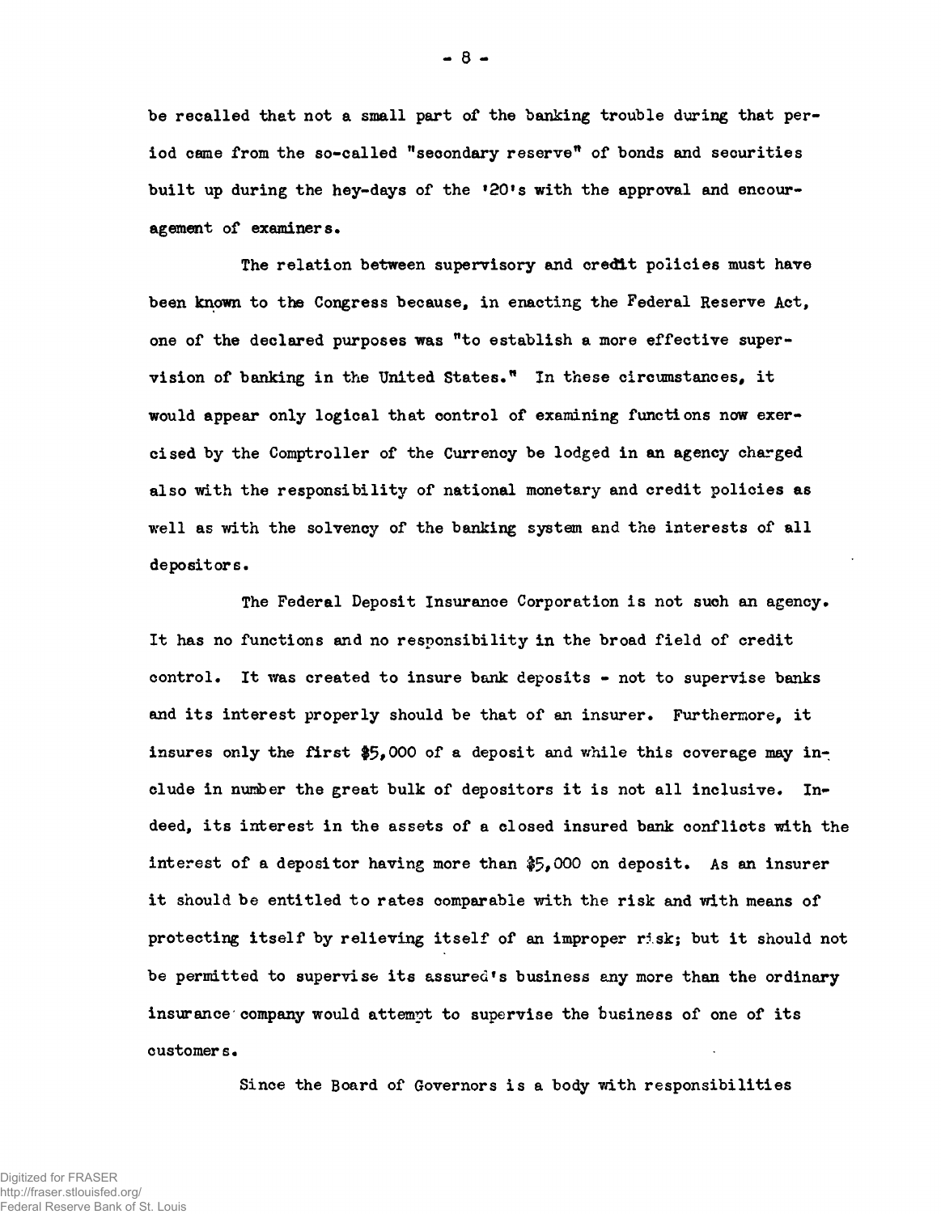be recalled that not a small part of the banking trouble during that period came from the so-called "secondary reserve" of bonds and securities built up during the hey-days of the '20's with the approval and encouragement of examiners.

The relation between supervisory and credit policies must have been known to the Congress because, in enacting the Federal Reserve Act, one of the declared purposes was "to establish a more effective supervision of banking in the United States." In these circumstances, it would appear only logical that control of examining functions now exercised by the Comptroller of the Currency be lodged in an agency charged also with the responsibility of national monetary and credit policies as well as with the solvency of the banking system and the interests of all depositors.

The Federal Deposit Insurance Corporation is not such an agency. It has no functions and no responsibility in the broad field of credit control. It was created to insure bank deposits - not to supervise banks and its interest properly should be that of an insurer. Furthermore, it insures only the first $5,000 of a deposit and while this coverage may include in number the great bulk of depositors it is not all inclusive. Indeed, its interest in the assets of a closed insured bank conflicts with the interest of a depositor having more than $5,000 on deposit. As an insurer it should be entitled to rates comparable with the risk and with means of protecting itself by relieving itself of an improper risk; but it should not be permitted to supervise its assured's business any more than the ordinary insurance company would attempt to supervise the business of one of its customers.

Since the Board of Governors is a body with responsibilities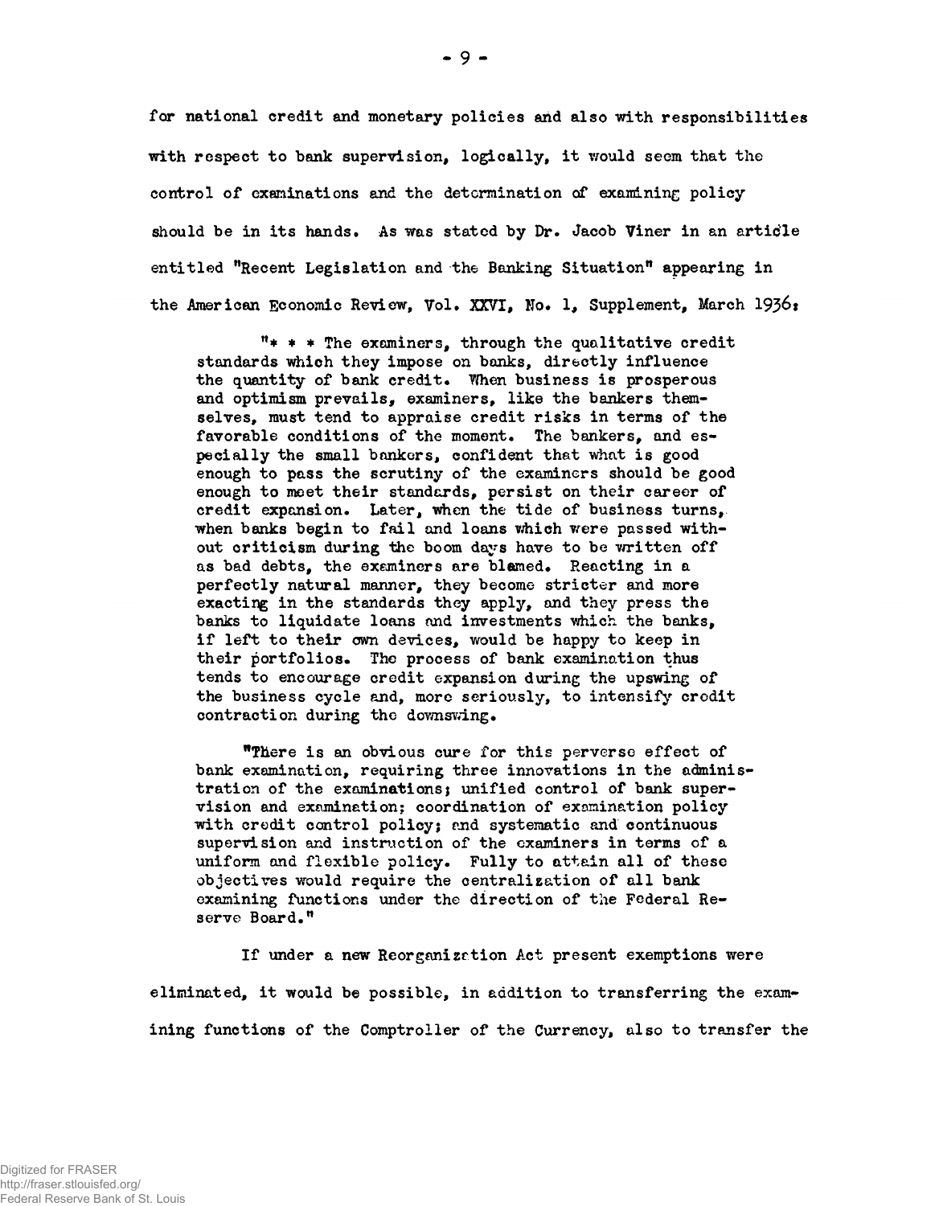for national credit and monetary policies and also with responsibilities with respect to bank supervision, logically, it would seem that the control of examinations and the determination of examining policy should be in its hands. As was stated by Dr. Jacob Viner in an article entitled "Recent Legislation and the Banking Situation" appearing in the American Economic Review, Vol. XXVI, No. 1, Supplement, March 1936:

> "* * * The examiners, through the qualitative credit standards which they impose on banks, directly influence the quantity of bank credit. When business is prosperous and optimism prevails, examiners, like the bankers themselves, must tend to appraise credit risks in terms of the favorable conditions of the moment. The bankers, and especially the small bankers, confident that what is good enough to pass the scrutiny of the examiners should be good enough to meet their standards, persist on their career of credit expansion. Later, when the tide of business turns, when banks begin to fail and loans which were passed without criticism during the boom days have to be written off as bad debts, the examiners are blamed. Reacting in a perfectly natural manner, they become stricter and more exacting in the standards they apply, and they press the banks to liquidate loans and investments which the banks, if left to their own devices, would be happy to keep in their portfolios. The process of bank examination thus tends to encourage credit expansion during the upswing of the business cycle and, more seriously, to intensify credit contraction during the downswing.
>
> "There is an obvious cure for this perverse effect of bank examination, requiring three innovations in the administration of the examinations; unified control of bank supervision and examination; coordination of examination policy with credit control policy; and systematic and continuous supervision and instruction of the examiners in terms of a uniform and flexible policy. Fully to attain all of these objectives would require the centralization of all bank examining functions under the direction of the Federal Reserve Board."

If under a new Reorganization Act present exemptions were eliminated, it would be possible, in addition to transferring the examining functions of the Comptroller of the Currency, also to transfer the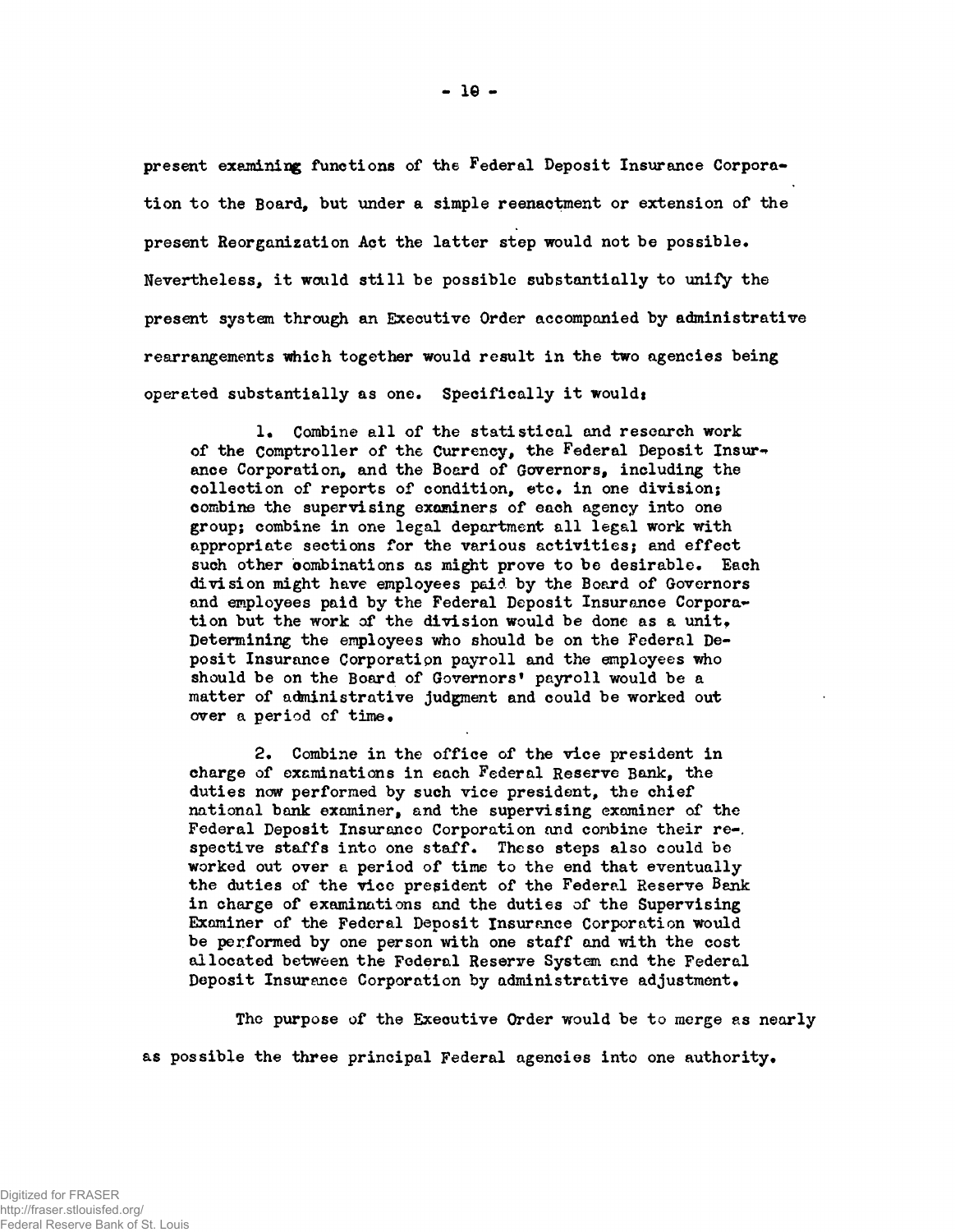present examining functions of the Federal Deposit Insurance Corporation to the Board, but under a simple reenactment or extension of the present Reorganization Act the latter step would not be possible. Nevertheless, it would still be possible substantially to unify the present system through an Executive Order accompanied by administrative rearrangements which together would result in the two agencies being operated substantially as one. Specifically it would:

1. Combine all of the statistical and research work of the Comptroller of the Currency, the Federal Deposit Insurance Corporation, and the Board of Governors, including the collection of reports of condition, etc. in one division; combine the supervising examiners of each agency into one group; combine in one legal department all legal work with appropriate sections for the various activities; and effect such other combinations as might prove to be desirable. Each division might have employees paid by the Board of Governors and employees paid by the Federal Deposit Insurance Corporation but the work of the division would be done as a unit. Determining the employees who should be on the Federal Deposit Insurance Corporation payroll and the employees who should be on the Board of Governors' payroll would be a matter of administrative judgment and could be worked out over a period of time.

2. Combine in the office of the vice president in charge of examinations in each Federal Reserve Bank, the duties now performed by such vice president, the chief national bank examiner, and the supervising examiner of the Federal Deposit Insurance Corporation and combine their respective staffs into one staff. These steps also could be worked out over a period of time to the end that eventually the duties of the vice president of the Federal Reserve Bank in charge of examinations and the duties of the Supervising Examiner of the Federal Deposit Insurance Corporation would be performed by one person with one staff and with the cost allocated between the Federal Reserve System and the Federal Deposit Insurance Corporation by administrative adjustment.

The purpose of the Executive Order would be to merge as nearly as possible the three principal Federal agencies into one authority.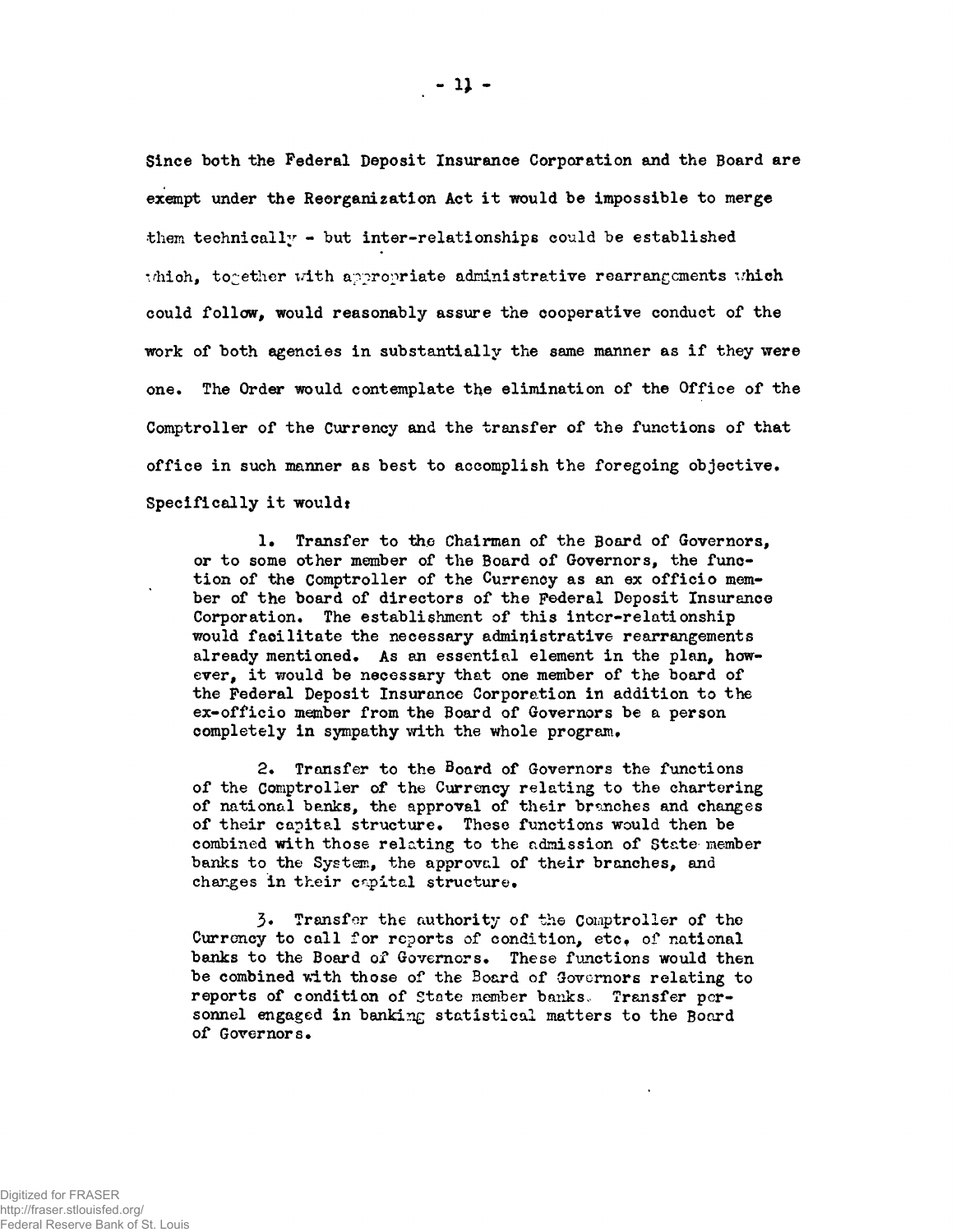Since both the Federal Deposit Insurance Corporation and the Board are exempt under the Reorganization Act it would be impossible to merge them technically - but inter-relationships could be established which, together with appropriate administrative rearrangements which could follow, would reasonably assure the cooperative conduct of the work of both agencies in substantially the same manner as if they were one. The Order would contemplate the elimination of the Office of the Comptroller of the Currency and the transfer of the functions of that office in such manner as best to accomplish the foregoing objective. Specifically it would:

1. Transfer to the Chairman of the Board of Governors, or to some other member of the Board of Governors, the function of the Comptroller of the Currency as an ex officio member of the board of directors of the Federal Deposit Insurance Corporation. The establishment of this inter-relationship would facilitate the necessary administrative rearrangements already mentioned. As an essential element in the plan, however, it would be necessary that one member of the board of the Federal Deposit Insurance Corporation in addition to the ex-officio member from the Board of Governors be a person completely in sympathy with the whole program.

2. Transfer to the Board of Governors the functions of the Comptroller of the Currency relating to the chartering of national banks, the approval of their branches and changes of their capital structure. These functions would then be combined with those relating to the admission of State member banks to the System, the approval of their branches, and changes in their capital structure.

3. Transfer the authority of the Comptroller of the Currency to call for reports of condition, etc. of national banks to the Board of Governors. These functions would then be combined with those of the Board of Governors relating to reports of condition of State member banks. Transfer personnel engaged in banking statistical matters to the Board of Governors.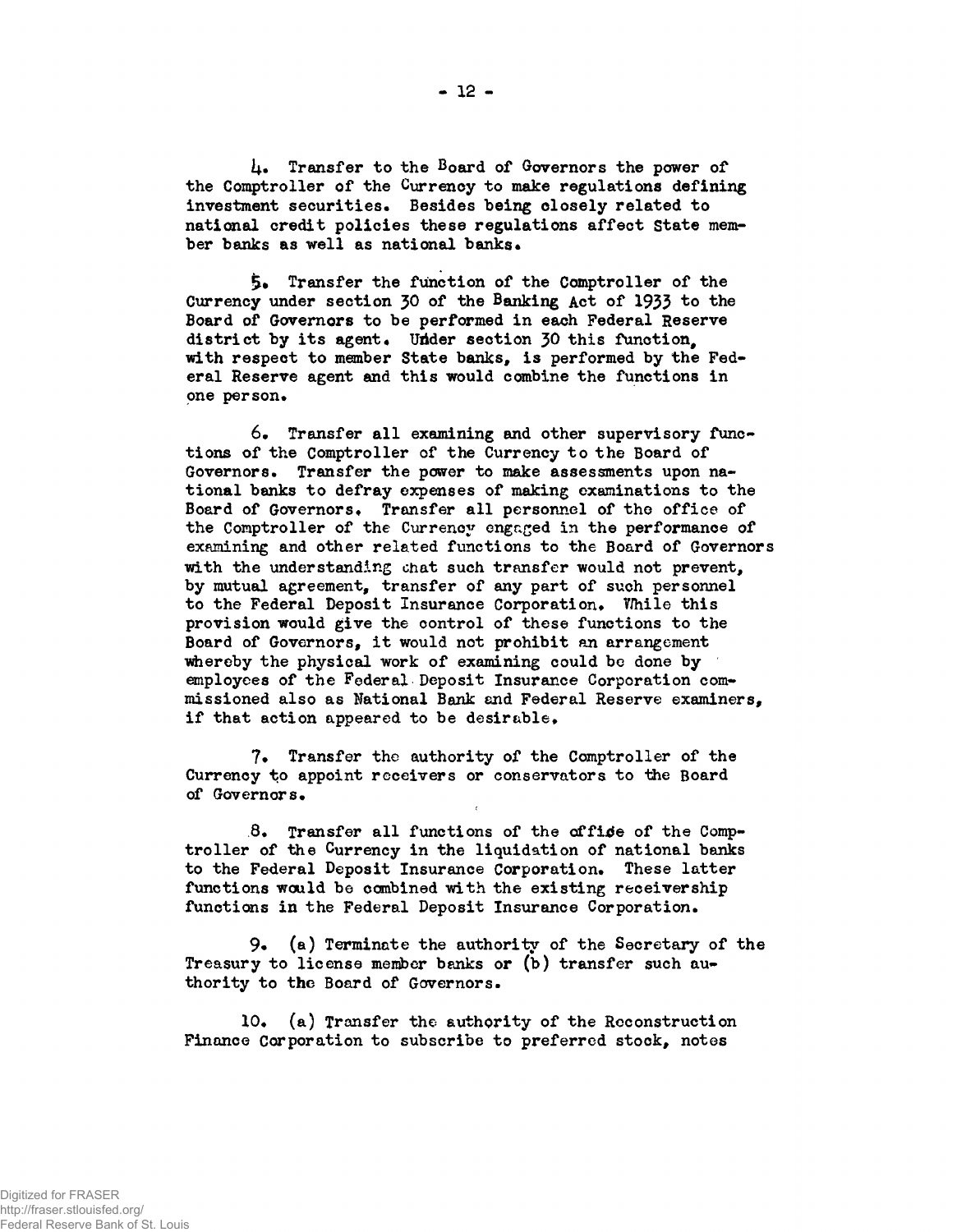4. Transfer to the Board of Governors the power of the Comptroller of the Currency to make regulations defining investment securities. Besides being closely related to national credit policies these regulations affect State member banks as well as national banks.

5. Transfer the function of the Comptroller of the Currency under section 30 of the Banking Act of 1933 to the Board of Governors to be performed in each Federal Reserve district by its agent. Under section 30 this function, with respect to member State banks, is performed by the Federal Reserve agent and this would combine the functions in one person.

6. Transfer all examining and other supervisory functions of the Comptroller of the Currency to the Board of Governors. Transfer the power to make assessments upon national banks to defray expenses of making examinations to the Board of Governors. Transfer all personnel of the office of the Comptroller of the Currency engaged in the performance of examining and other related functions to the Board of Governors with the understanding that such transfer would not prevent, by mutual agreement, transfer of any part of such personnel to the Federal Deposit Insurance Corporation. While this provision would give the control of these functions to the Board of Governors, it would not prohibit an arrangement whereby the physical work of examining could be done by employees of the Federal Deposit Insurance Corporation commissioned also as National Bank and Federal Reserve examiners, if that action appeared to be desirable.

7. Transfer the authority of the Comptroller of the Currency to appoint receivers or conservators to the Board of Governors.

8. Transfer all functions of the office of the Comptroller of the Currency in the liquidation of national banks to the Federal Deposit Insurance Corporation. These latter functions would be combined with the existing receivership functions in the Federal Deposit Insurance Corporation.

9. (a) Terminate the authority of the Secretary of the Treasury to license member banks or (b) transfer such authority to the Board of Governors.

10. (a) Transfer the authority of the Reconstruction Finance Corporation to subscribe to preferred stock, notes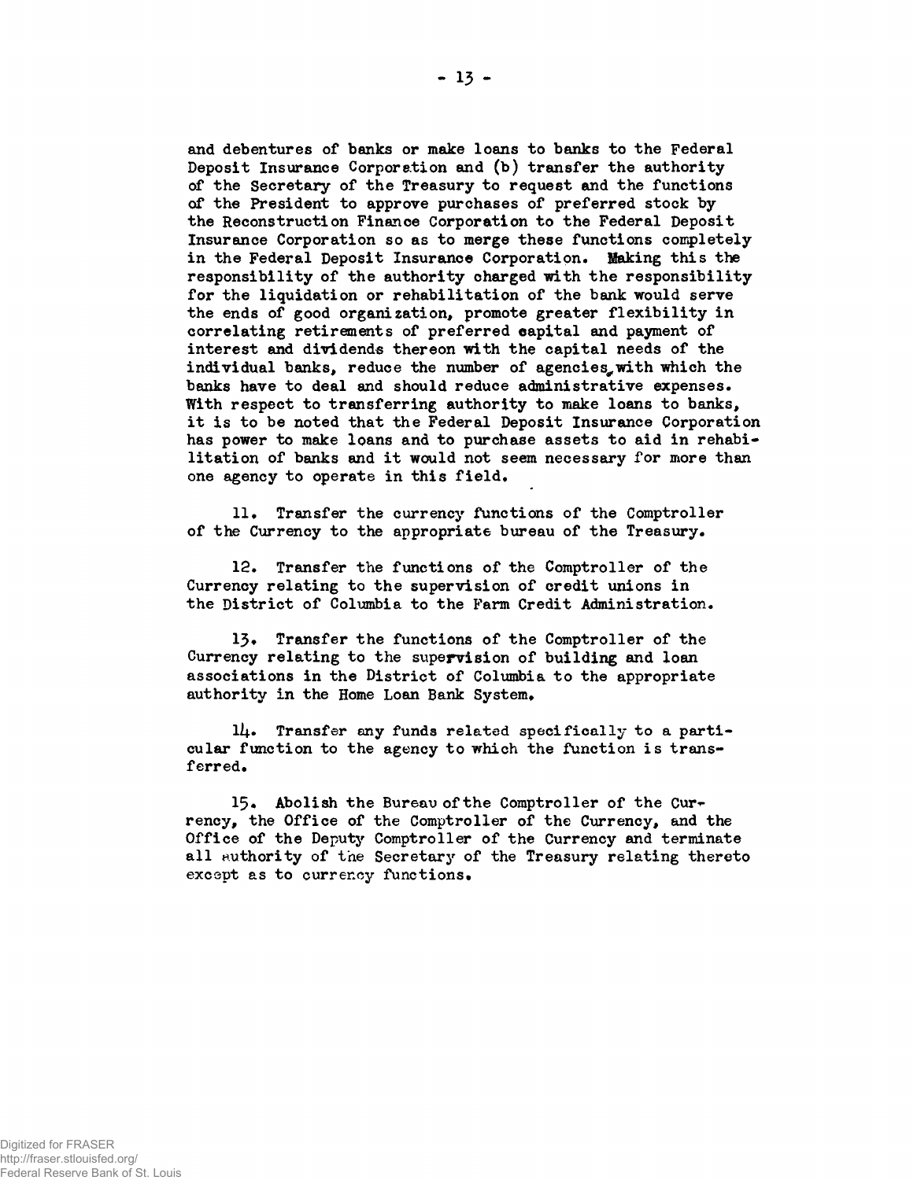and debentures of banks or make loans to banks to the Federal Deposit Insurance Corporation and (b) transfer the authority of the Secretary of the Treasury to request and the functions of the President to approve purchases of preferred stock by the Reconstruction Finance Corporation to the Federal Deposit Insurance Corporation so as to merge these functions completely in the Federal Deposit Insurance Corporation. Making this the responsibility of the authority charged with the responsibility for the liquidation or rehabilitation of the bank would serve the ends of good organization, promote greater flexibility in correlating retirements of preferred capital and payment of interest and dividends thereon with the capital needs of the individual banks, reduce the number of agencies with which the banks have to deal and should reduce administrative expenses. With respect to transferring authority to make loans to banks, it is to be noted that the Federal Deposit Insurance Corporation has power to make loans and to purchase assets to aid in rehabilitation of banks and it would not seem necessary for more than one agency to operate in this field.

11. Transfer the currency functions of the Comptroller of the Currency to the appropriate bureau of the Treasury.

12. Transfer the functions of the Comptroller of the Currency relating to the supervision of credit unions in the District of Columbia to the Farm Credit Administration.

13. Transfer the functions of the Comptroller of the Currency relating to the supervision of building and loan associations in the District of Columbia to the appropriate authority in the Home Loan Bank System.

14. Transfer any funds related specifically to a particular function to the agency to which the function is transferred.

15. Abolish the Bureau of the Comptroller of the Currency, the Office of the Comptroller of the Currency, and the Office of the Deputy Comptroller of the Currency and terminate all authority of the Secretary of the Treasury relating thereto except as to currency functions.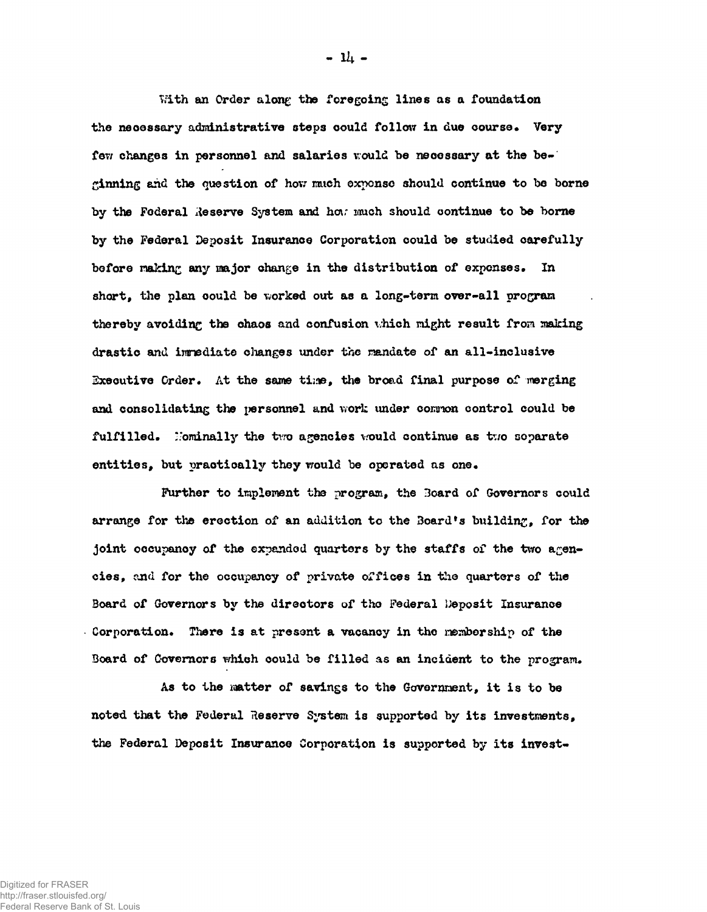With an Order along the foregoing lines as a foundation the necessary administrative steps could follow in due course. Very few changes in personnel and salaries would be necessary at the beginning and the question of how much expense should continue to be borne by the Federal Reserve System and how much should continue to be borne by the Federal Deposit Insurance Corporation could be studied carefully before making any major change in the distribution of expenses. In short, the plan could be worked out as a long-term over-all program thereby avoiding the chaos and confusion which might result from making drastic and immediate changes under the mandate of an all-inclusive Executive Order. At the same time, the broad final purpose of merging and consolidating the personnel and work under common control could be fulfilled. Nominally the two agencies would continue as two separate entities, but practically they would be operated as one.

Further to implement the program, the Board of Governors could arrange for the erection of an addition to the Board's building, for the joint occupancy of the expanded quarters by the staffs of the two agencies, and for the occupancy of private offices in the quarters of the Board of Governors by the directors of the Federal Deposit Insurance Corporation. There is at present a vacancy in the membership of the Board of Governors which could be filled as an incident to the program.

As to the matter of savings to the Government, it is to be noted that the Federal Reserve System is supported by its investments, the Federal Deposit Insurance Corporation is supported by its invest-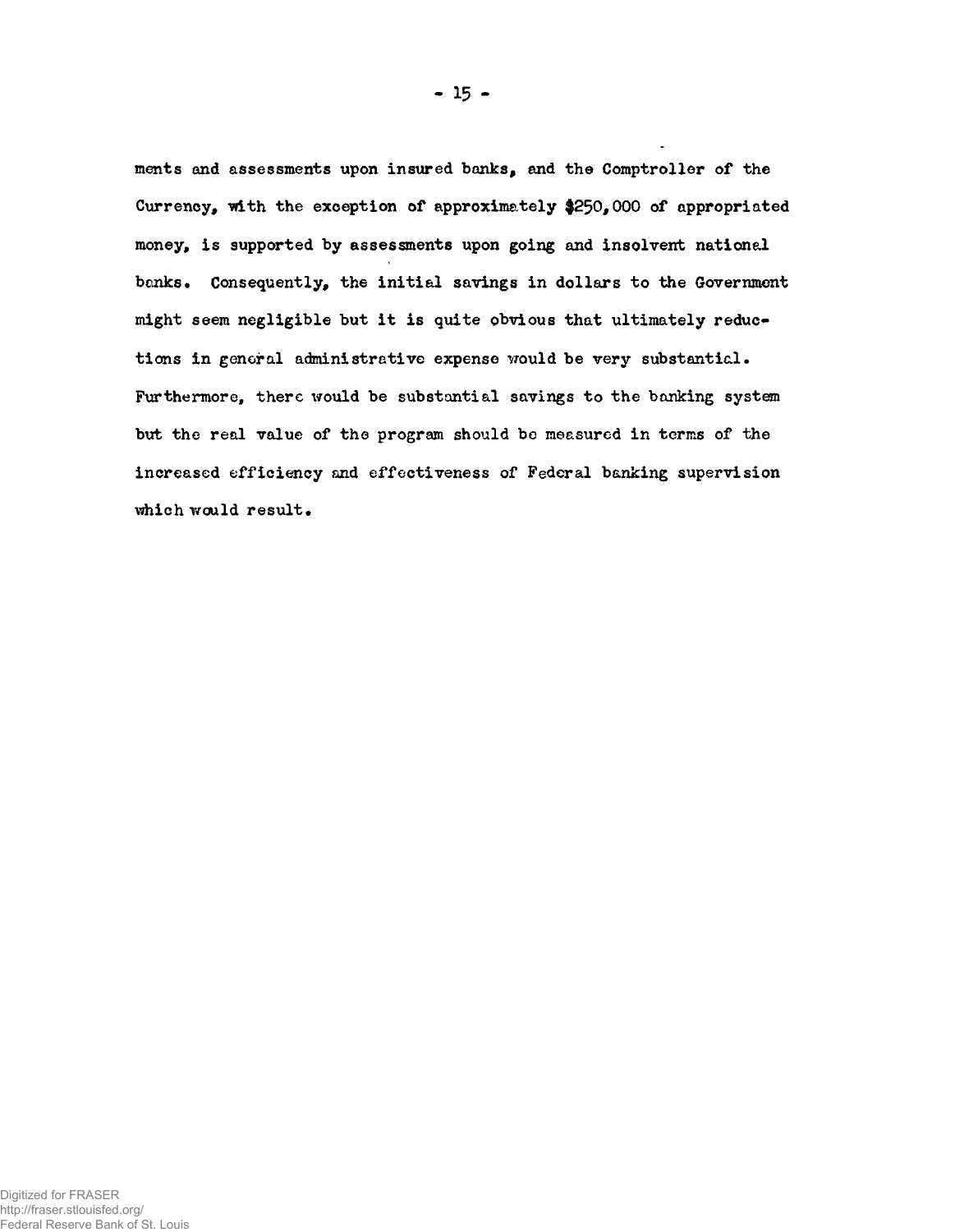ments and assessments upon insured banks, and the Comptroller of the Currency, with the exception of approximately $250,000 of appropriated money, is supported by assessments upon going and insolvent national banks. Consequently, the initial savings in dollars to the Government might seem negligible but it is quite obvious that ultimately reductions in general administrative expense would be very substantial. Furthermore, there would be substantial savings to the banking system but the real value of the program should be measured in terms of the increased efficiency and effectiveness of Federal banking supervision which would result.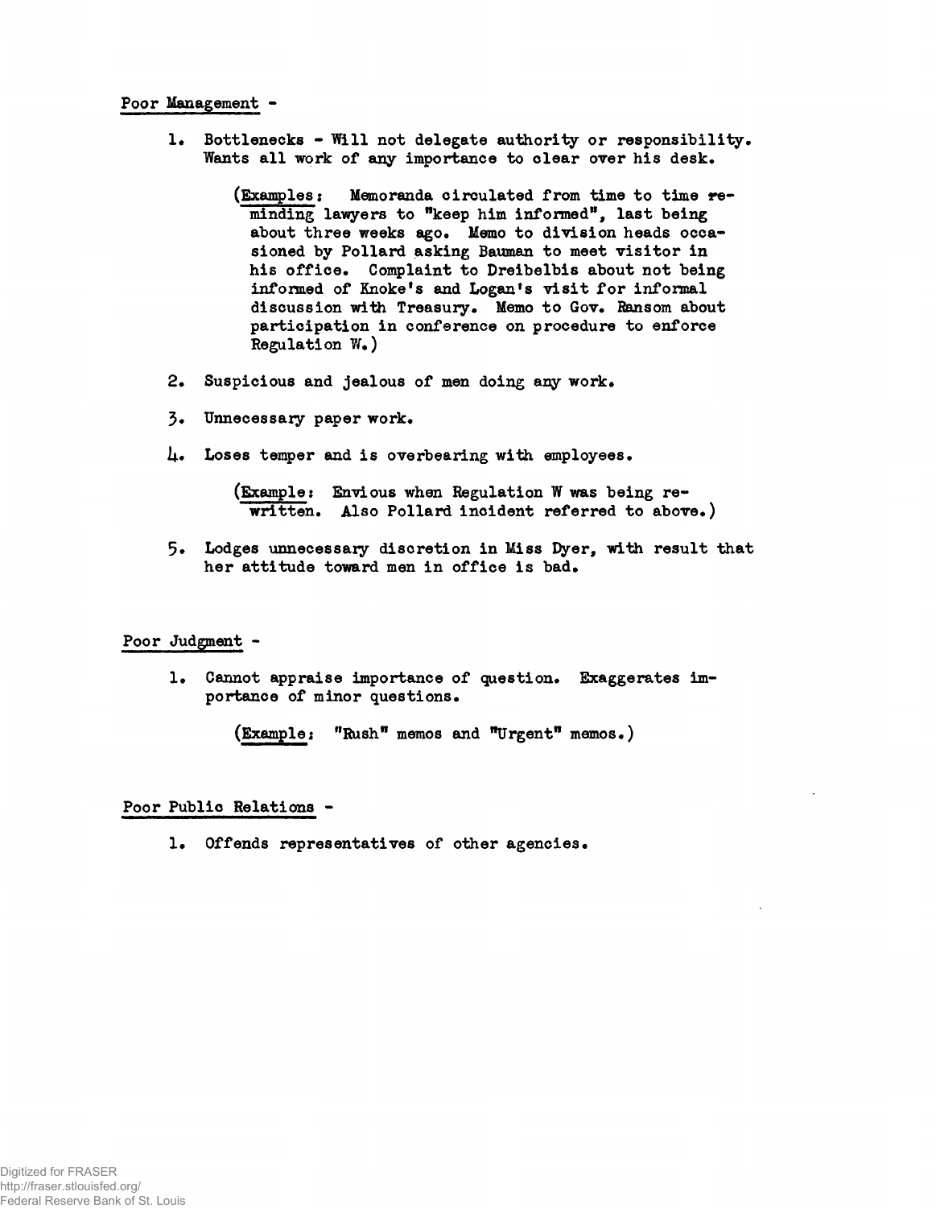Poor Management -

1. Bottlenecks - Will not delegate authority or responsibility. Wants all work of any importance to clear over his desk.

   (Examples: Memoranda circulated from time to time reminding lawyers to "keep him informed", last being about three weeks ago. Memo to division heads occasioned by Pollard asking Bauman to meet visitor in his office. Complaint to Dreibelbis about not being informed of Knoke's and Logan's visit for informal discussion with Treasury. Memo to Gov. Ransom about participation in conference on procedure to enforce Regulation W.)

2. Suspicious and jealous of men doing any work.

3. Unnecessary paper work.

4. Loses temper and is overbearing with employees.

   (Example: Envious when Regulation W was being rewritten. Also Pollard incident referred to above.)

5. Lodges unnecessary discretion in Miss Dyer, with result that her attitude toward men in office is bad.

Poor Judgment -

1. Cannot appraise importance of question. Exaggerates importance of minor questions.

   (Example: "Rush" memos and "Urgent" memos.)

Poor Public Relations -

1. Offends representatives of other agencies.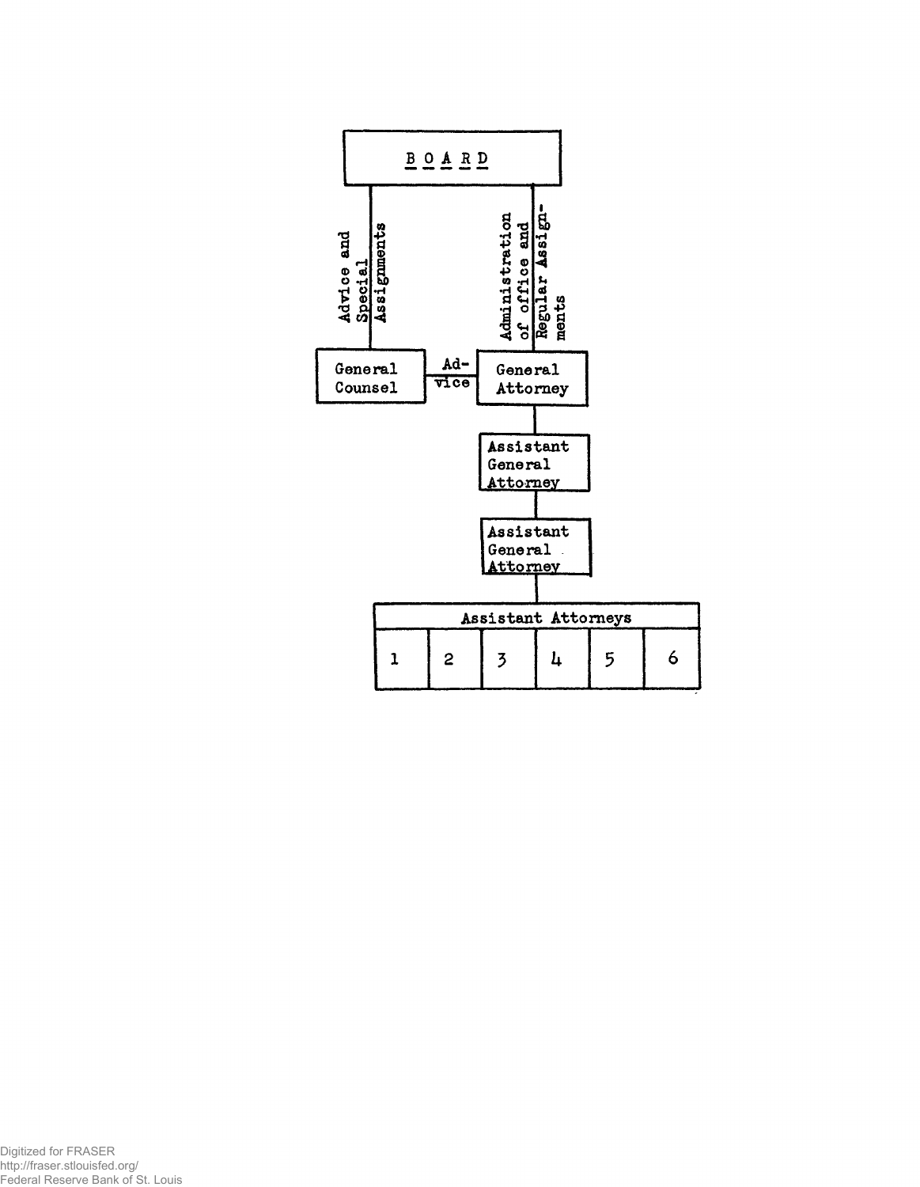BOARD

Advice and Special Assignments

Administration of office and Regular Assignments

General Counsel

Ad-vice

General Attorney

Assistant General Attorney

Assistant General Attorney

Assistant Attorneys

1

2

3

4

5

6